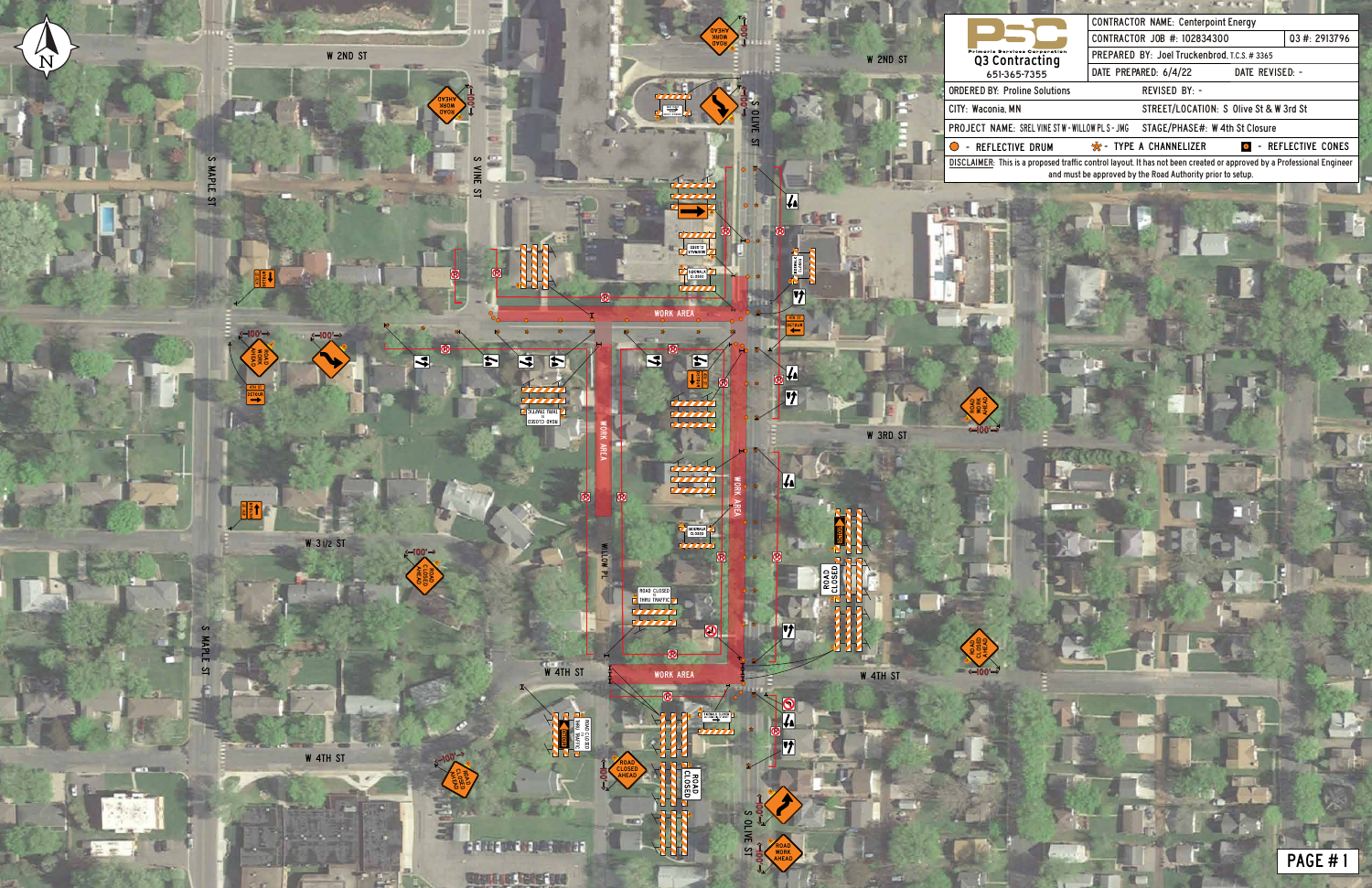| PSC Primoris Services Corporation Q3 Contracting 651-365-7355 | CONTRACTOR NAME: Centerpoint Energy | |
|---|---|---|
| | CONTRACTOR JOB #: 102834300 | Q3 #: 2913796 |
| | PREPARED BY: Joel Truckenbrod, T.C.S. # 3365 | |
| | DATE PREPARED: 6/4/22 | DATE REVISED: - |
| ORDERED BY: Proline Solutions | REVISED BY: - | |
| CITY: Waconia, MN | STREET/LOCATION: S Olive St & W 3rd St | |
| PROJECT NAME: SREL VINE ST W - WILLOW PL S - JMG | STAGE/PHASE#: W 4th St Closure | |

● - REFLECTIVE DRUM ✱ - TYPE A CHANNELIZER ▣ - REFLECTIVE CONES

DISCLAIMER: This is a proposed traffic control layout. It has not been created or approved by a Professional Engineer and must be approved by the Road Authority prior to setup.

W 2ND ST

S VINE ST

S OLIVE ST

S MAPLE ST

W 3RD ST

W 3 1/2 ST

WILLOW PL

W 4TH ST

WORK AREA

ROAD WORK AHEAD

ROAD CLOSED AHEAD

ROAD CLOSED

ROAD CLOSED TO THRU TRAFFIC

SIDEWALK CLOSED

DETOUR

100'

PAGE # 1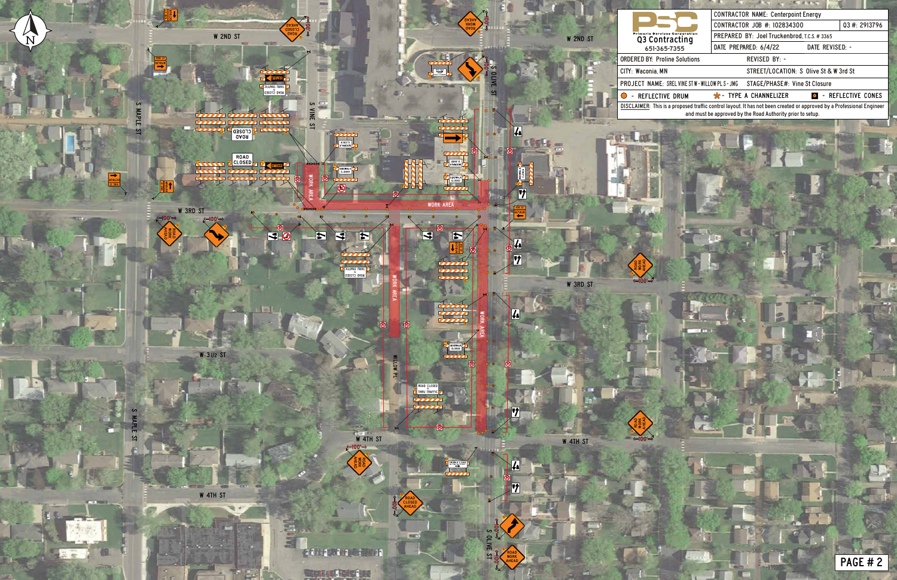| | | |
|---|---|---|
| CONTRACTOR NAME: Centerpoint Energy | | |
| CONTRACTOR JOB #: 102834300 | | Q3 #: 2913796 |
| PREPARED BY: Joel Truckenbrod, T.C.S. # 3365 | | |
| DATE PREPARED: 6/4/22 | DATE REVISED: - | |

PSC — Primoris Services Corporation
Q3 Contracting
651-365-7355

| | |
|---|---|
| ORDERED BY: Proline Solutions | REVISED BY: - |
| CITY: Waconia, MN | STREET/LOCATION: S Olive St & W 3rd St |
| PROJECT NAME: SREL VINE ST W - WILLOW PL S - JMG | STAGE/PHASE#: Vine St Closure |

- REFLECTIVE DRUM
- TYPE A CHANNELIZER
- REFLECTIVE CONES

DISCLAIMER: This is a proposed traffic control layout. It has not been created or approved by a Professional Engineer and must be approved by the Road Authority prior to setup.

W 2ND ST
W 3RD ST
W 3 1/2 ST
W 4TH ST
S MAPLE ST
S VINE ST
S OLIVE ST
WILLOW PL

WORK AREA

ROAD CLOSED
ROAD CLOSED TO THRU TRAFFIC
ROAD WORK AHEAD
ROAD CLOSED AHEAD
SIDEWALK CLOSED
DETOUR
100'